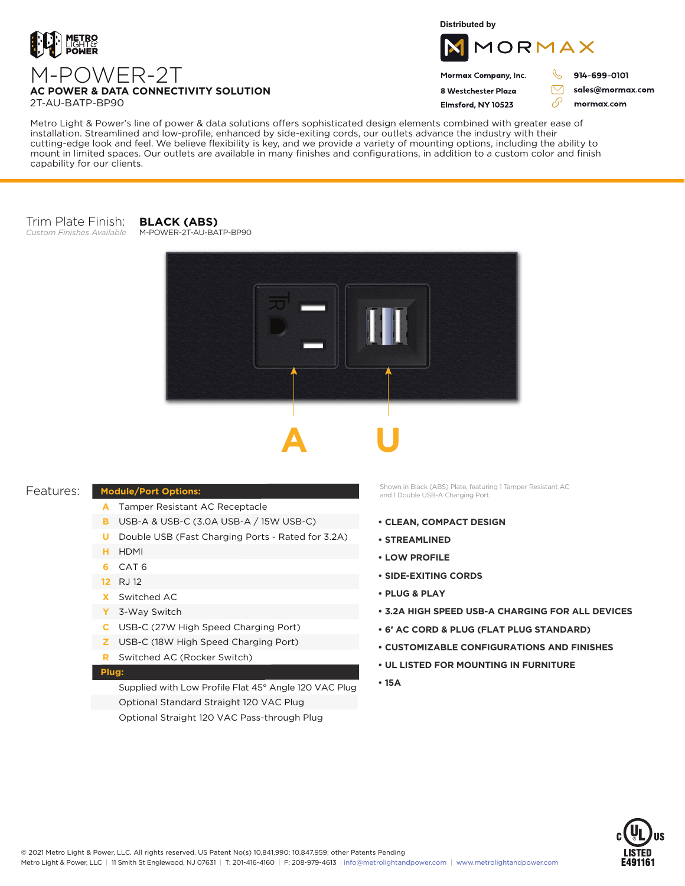METRO LIGHT & POWER

# M-POWER-2T

**AC POWER & DATA CONNECTIVITY SOLUTION**

2T-AU-BATP-BP90

Distributed by

MORMAX

**Mormax Company, Inc.**
**8 Westchester Plaza**
**Elmsford, NY 10523**

**914-699-0101**
**sales@mormax.com**
**mormax.com**

Metro Light & Power's line of power & data solutions offers sophisticated design elements combined with greater ease of installation. Streamlined and low-profile, enhanced by side-exiting cords, our outlets advance the industry with their cutting-edge look and feel. We believe flexibility is key, and we provide a variety of mounting options, including the ability to mount in limited spaces. Our outlets are available in many finishes and configurations, in addition to a custom color and finish capability for our clients.

Trim Plate Finish: **BLACK (ABS)**
*Custom Finishes Available*
M-POWER-2T-AU-BATP-BP90

A U

Shown in Black (ABS) Plate, featuring 1 Tamper Resistant AC and 1 Double USB-A Charging Port.

## Features:

| **Module/Port Options:** | |
|---|---|
| A | Tamper Resistant AC Receptacle |
| B | USB-A & USB-C (3.0A USB-A / 15W USB-C) |
| U | Double USB (Fast Charging Ports - Rated for 3.2A) |
| H | HDMI |
| 6 | CAT 6 |
| 12 | RJ 12 |
| X | Switched AC |
| Y | 3-Way Switch |
| C | USB-C (27W High Speed Charging Port) |
| Z | USB-C (18W High Speed Charging Port) |
| R | Switched AC (Rocker Switch) |
| **Plug:** | |
| | Supplied with Low Profile Flat 45° Angle 120 VAC Plug |
| | Optional Standard Straight 120 VAC Plug |
| | Optional Straight 120 VAC Pass-through Plug |

- **CLEAN, COMPACT DESIGN**
- **STREAMLINED**
- **LOW PROFILE**
- **SIDE-EXITING CORDS**
- **PLUG & PLAY**
- **3.2A HIGH SPEED USB-A CHARGING FOR ALL DEVICES**
- **6' AC CORD & PLUG (FLAT PLUG STANDARD)**
- **CUSTOMIZABLE CONFIGURATIONS AND FINISHES**
- **UL LISTED FOR MOUNTING IN FURNITURE**
- **15A**

© 2021 Metro Light & Power, LLC. All rights reserved. US Patent No(s) 10,841,990; 10,847,959; other Patents Pending
Metro Light & Power, LLC | 11 Smith St Englewood, NJ 07631 | T: 201-416-4160 | F: 208-979-4613 | info@metrolightandpower.com | www.metrolightandpower.com

c UL us LISTED E491161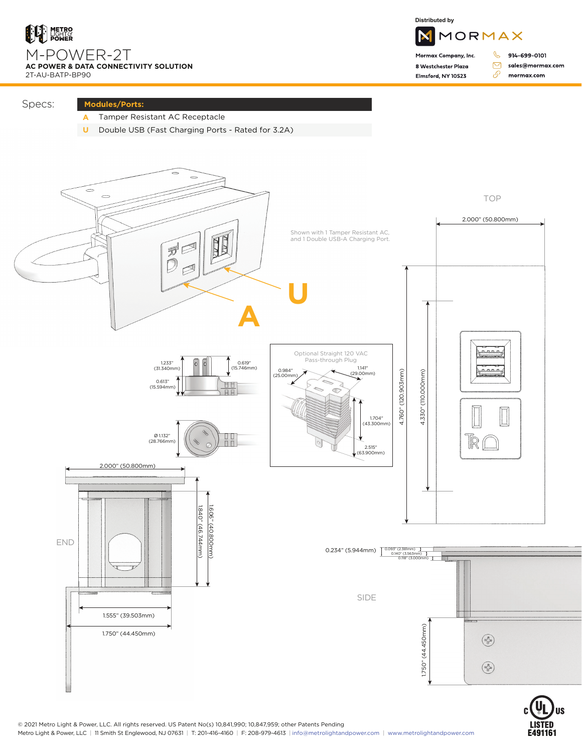METRO LIGHT & POWER

# M-POWER-2T

**AC POWER & DATA CONNECTIVITY SOLUTION**

2T-AU-BATP-BP90

Distributed by

MORMAX

Mormax Company, Inc.
8 Westchester Plaza
Elmsford, NY 10523

914-699-0101
sales@mormax.com
mormax.com

## Specs:

| Modules/Ports: | |
|---|---|
| A | Tamper Resistant AC Receptacle |
| U | Double USB (Fast Charging Ports - Rated for 3.2A) |

Shown with 1 Tamper Resistant AC, and 1 Double USB-A Charging Port.

A

U

TOP

2.000" (50.800mm)

4.760" (120.903mm)

4.330" (110.000mm)

1.233" (31.340mm)

0.619" (15.746mm)

0.613" (15.594mm)

Ø 1.132" (28.766mm)

Optional Straight 120 VAC Pass-through Plug

0.984" (25.00mm)

1.141" (29.00mm)

1.704" (43.300mm)

2.515" (63.900mm)

2.000" (50.800mm)

END

1.840" (46.744mm)

1.606" (40.800mm)

1.555" (39.503mm)

1.750" (44.450mm)

0.234" (5.944mm)

0.093" (2.381mm)

0.140" (3.563mm)

0.118" (3.000mm)

SIDE

1.750" (44.450mm)

© 2021 Metro Light & Power, LLC. All rights reserved. US Patent No(s) 10,841,990; 10,847,959; other Patents Pending

Metro Light & Power, LLC | 11 Smith St Englewood, NJ 07631 | T: 201-416-4160 | F: 208-979-4613 | info@metrolightandpower.com | www.metrolightandpower.com

c UL US LISTED E491161